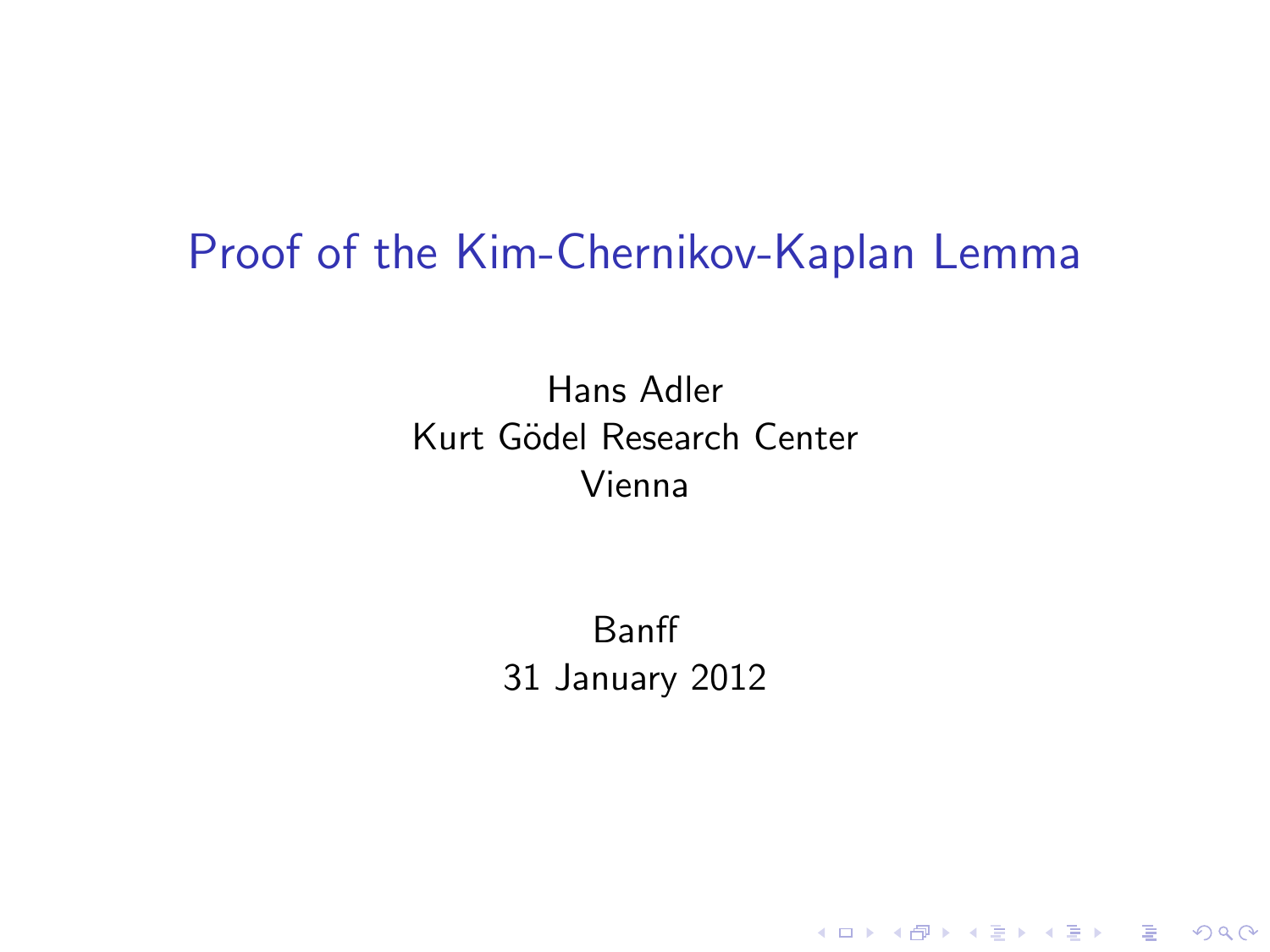# Proof of the Kim-Chernikov-Kaplan Lemma

Hans Adler
Kurt Gödel Research Center
Vienna

Banff
31 January 2012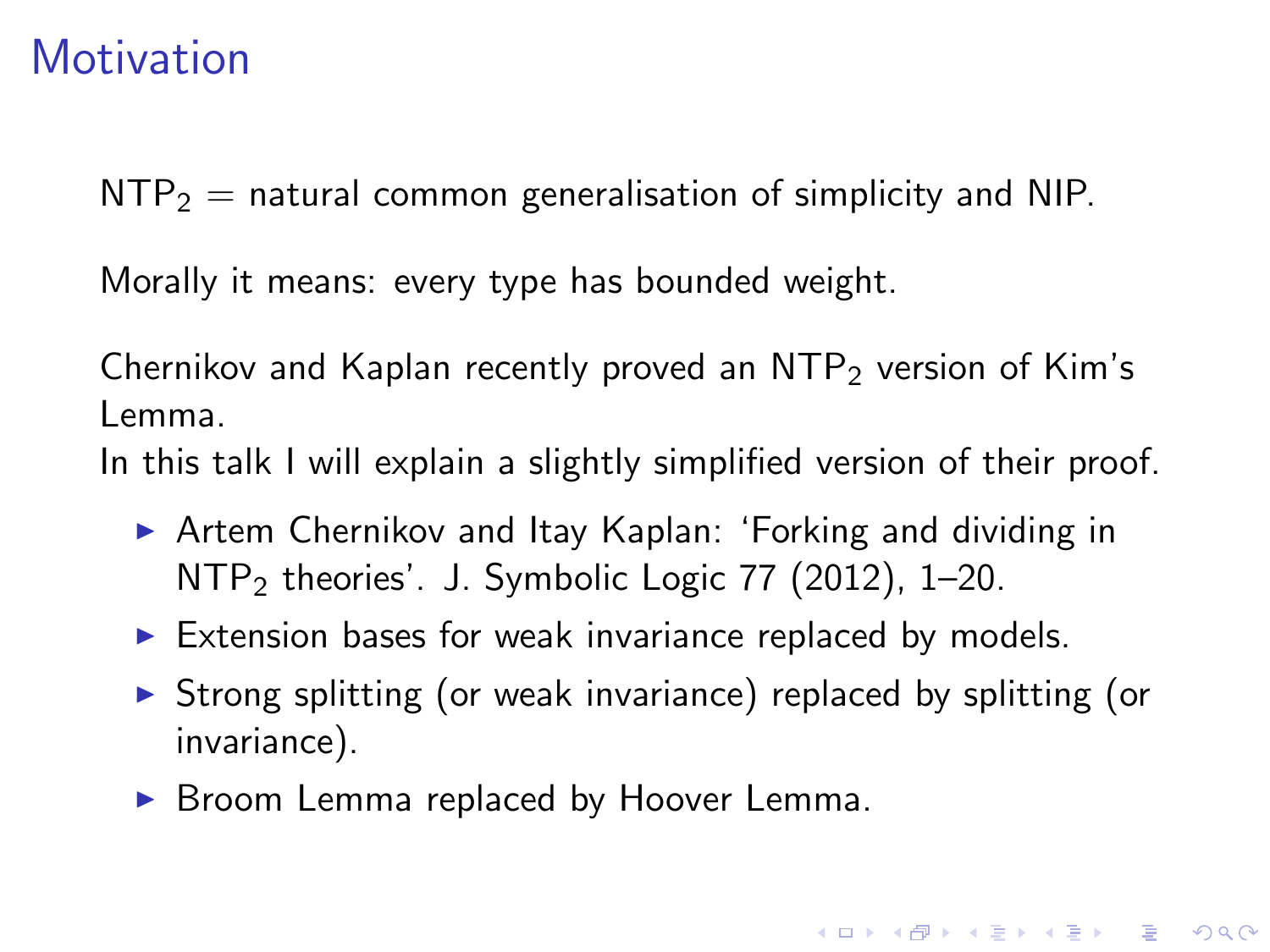# Motivation

$\mathrm{NTP}_2$ = natural common generalisation of simplicity and NIP.

Morally it means: every type has bounded weight.

Chernikov and Kaplan recently proved an $\mathrm{NTP}_2$ version of Kim's Lemma.
In this talk I will explain a slightly simplified version of their proof.

- Artem Chernikov and Itay Kaplan: 'Forking and dividing in $\mathrm{NTP}_2$ theories'. J. Symbolic Logic 77 (2012), 1–20.
- Extension bases for weak invariance replaced by models.
- Strong splitting (or weak invariance) replaced by splitting (or invariance).
- Broom Lemma replaced by Hoover Lemma.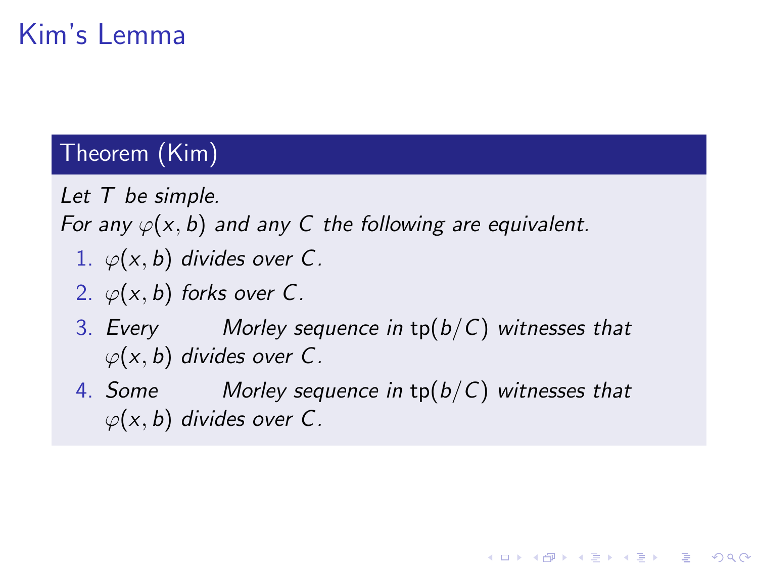# Kim's Lemma

**Theorem (Kim)**

*Let $T$ be simple.*
*For any $\varphi(x, b)$ and any $C$ the following are equivalent.*

1. $\varphi(x, b)$ *divides over* $C$.
2. $\varphi(x, b)$ *forks over* $C$.
3. *Every Morley sequence in* $\mathrm{tp}(b/C)$ *witnesses that* $\varphi(x, b)$ *divides over* $C$.
4. *Some Morley sequence in* $\mathrm{tp}(b/C)$ *witnesses that* $\varphi(x, b)$ *divides over* $C$.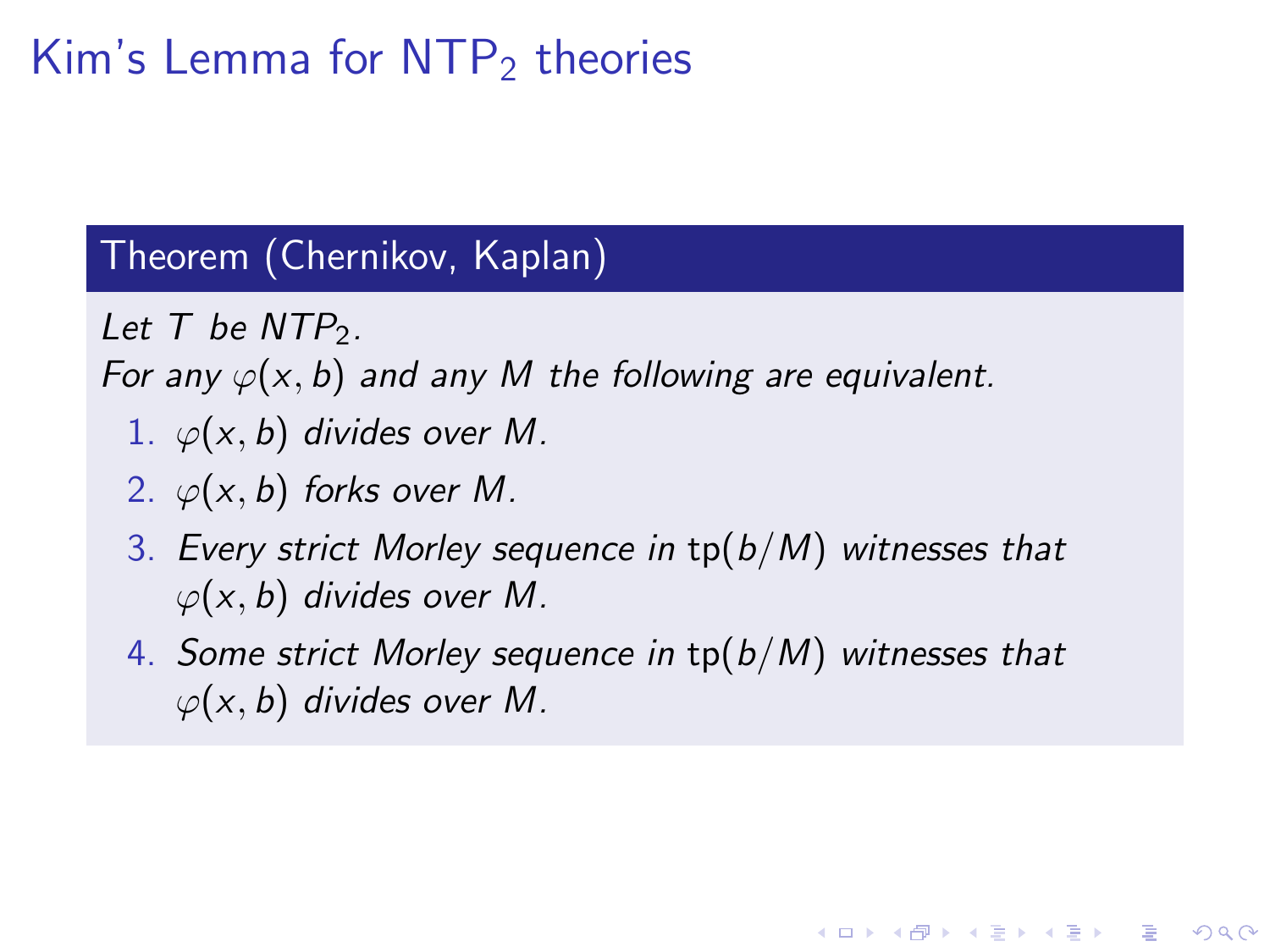# Kim's Lemma for $NTP_2$ theories

**Theorem (Chernikov, Kaplan)**

*Let $T$ be $NTP_2$.*
*For any $\varphi(x, b)$ and any $M$ the following are equivalent.*

1. *$\varphi(x, b)$ divides over $M$.*
2. *$\varphi(x, b)$ forks over $M$.*
3. *Every strict Morley sequence in $\mathrm{tp}(b/M)$ witnesses that $\varphi(x, b)$ divides over $M$.*
4. *Some strict Morley sequence in $\mathrm{tp}(b/M)$ witnesses that $\varphi(x, b)$ divides over $M$.*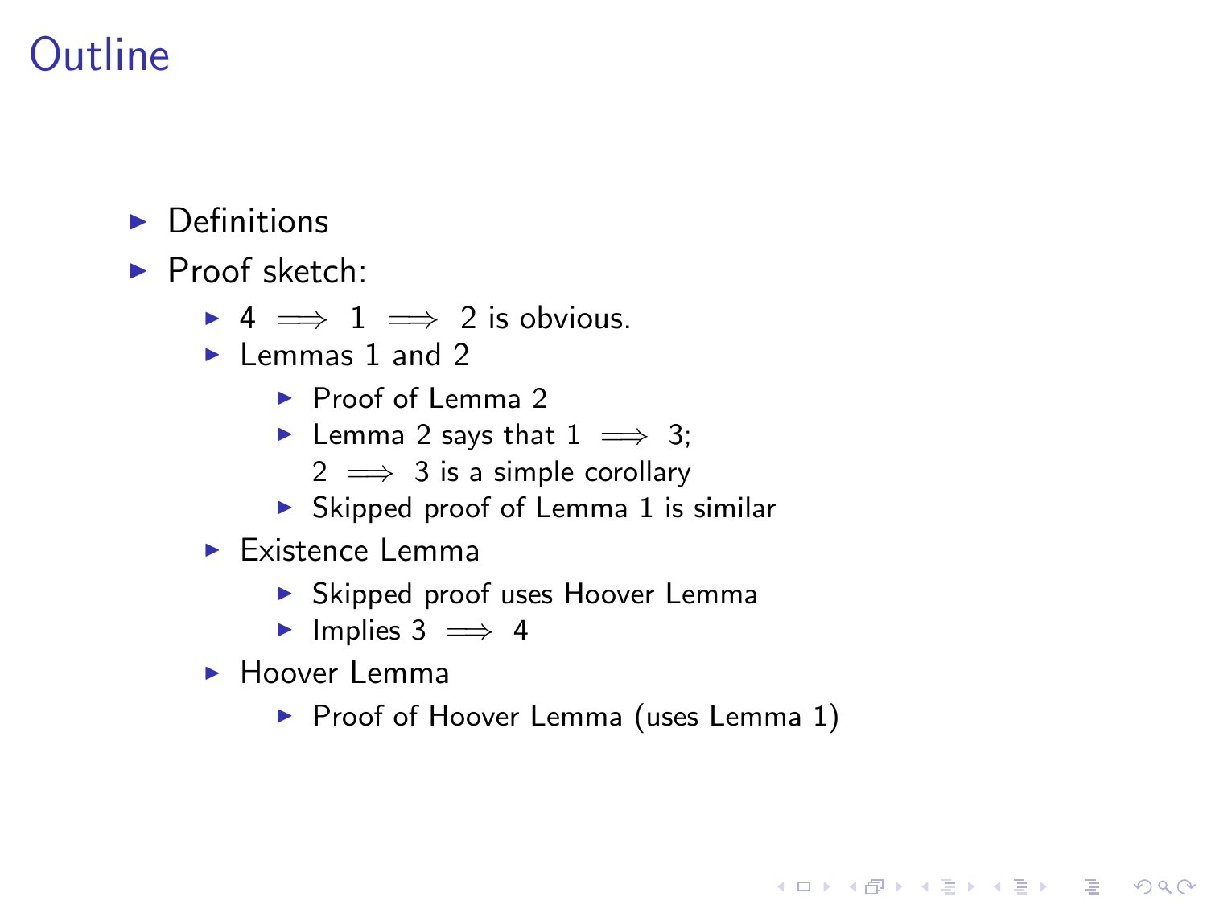# Outline

- Definitions
- Proof sketch:
  - $4 \implies 1 \implies 2$ is obvious.
  - Lemmas 1 and 2
    - Proof of Lemma 2
    - Lemma 2 says that $1 \implies 3$;
      $2 \implies 3$ is a simple corollary
    - Skipped proof of Lemma 1 is similar
  - Existence Lemma
    - Skipped proof uses Hoover Lemma
    - Implies $3 \implies 4$
  - Hoover Lemma
    - Proof of Hoover Lemma (uses Lemma 1)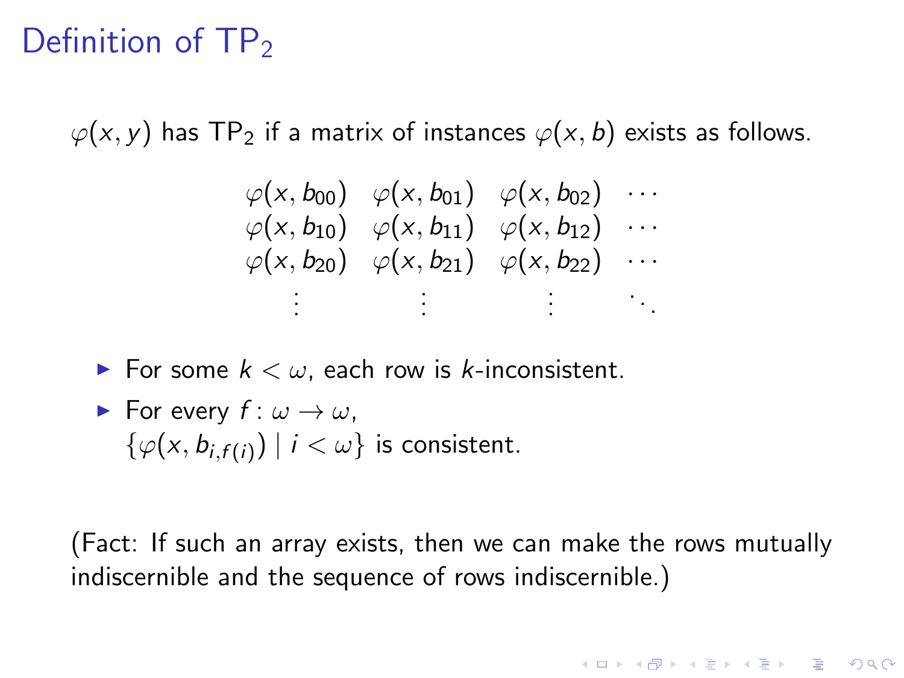# Definition of $\text{TP}_2$

$\varphi(x, y)$ has $\text{TP}_2$ if a matrix of instances $\varphi(x, b)$ exists as follows.

$$
\begin{array}{cccc}
\varphi(x, b_{00}) & \varphi(x, b_{01}) & \varphi(x, b_{02}) & \cdots \\
\varphi(x, b_{10}) & \varphi(x, b_{11}) & \varphi(x, b_{12}) & \cdots \\
\varphi(x, b_{20}) & \varphi(x, b_{21}) & \varphi(x, b_{22}) & \cdots \\
\vdots & \vdots & \vdots & \ddots
\end{array}
$$

- For some $k < \omega$, each row is $k$-inconsistent.
- For every $f : \omega \to \omega$, $\{\varphi(x, b_{i,f(i)}) \mid i < \omega\}$ is consistent.

(Fact: If such an array exists, then we can make the rows mutually indiscernible and the sequence of rows indiscernible.)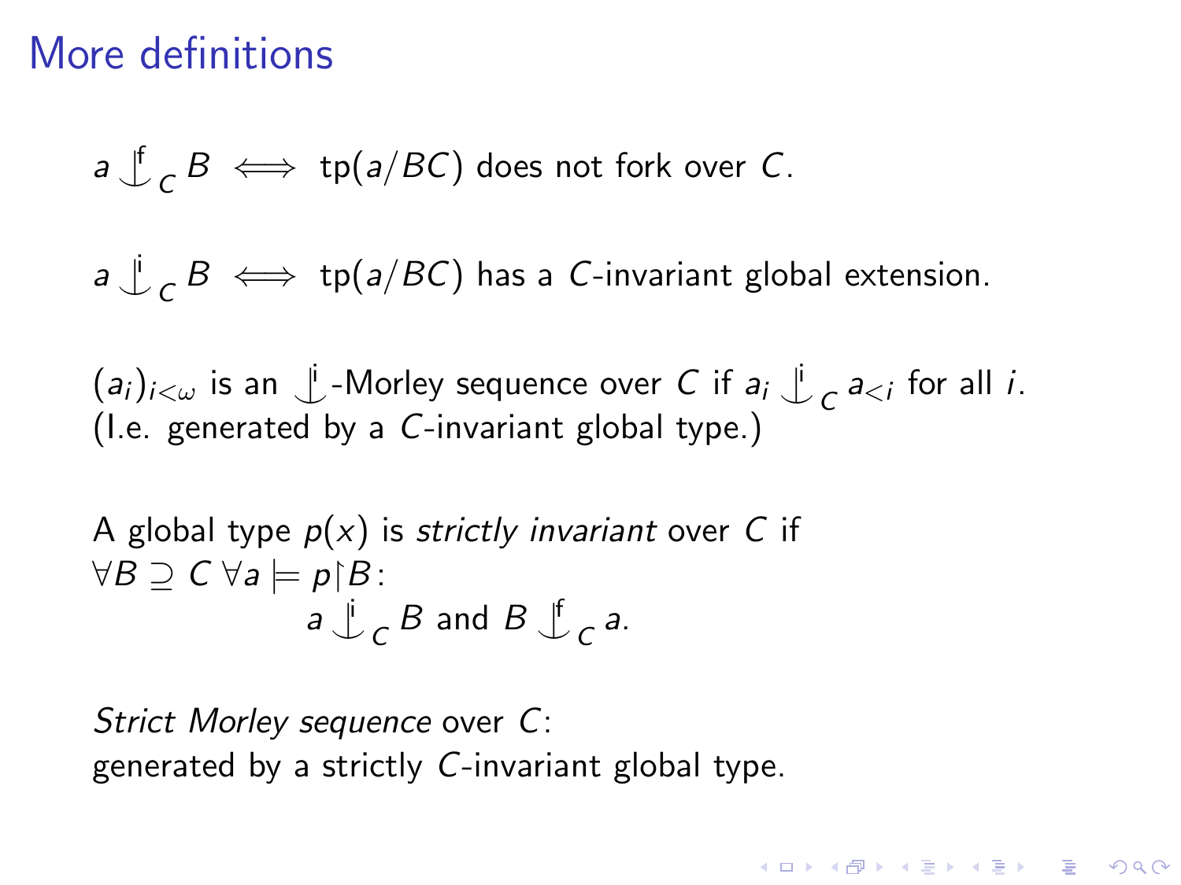# More definitions

$a \mathop{\smile\!\!\!\!\!\!|}^{\mathrm{f}}_{C} B \iff$ tp$(a/BC)$ does not fork over $C$.

$a \mathop{\smile\!\!\!\!\!\!|}^{\mathrm{i}}_{C} B \iff$ tp$(a/BC)$ has a $C$-invariant global extension.

$(a_i)_{i<\omega}$ is an $\mathop{\smile\!\!\!\!\!\!|}^{\mathrm{i}}$-Morley sequence over $C$ if $a_i \mathop{\smile\!\!\!\!\!\!|}^{\mathrm{i}}_{C} a_{<i}$ for all $i$.
(I.e. generated by a $C$-invariant global type.)

A global type $p(x)$ is *strictly invariant* over $C$ if
$\forall B \supseteq C\ \forall a \models p{\restriction}B$:

$$a \mathop{\smile\!\!\!\!\!\!|}^{\mathrm{i}}_{C} B \text{ and } B \mathop{\smile\!\!\!\!\!\!|}^{\mathrm{f}}_{C} a.$$

*Strict Morley sequence* over $C$:
generated by a strictly $C$-invariant global type.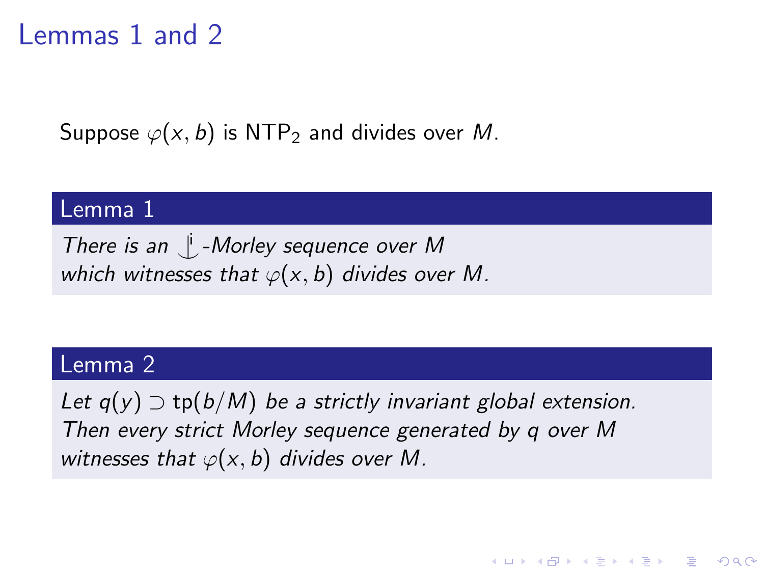# Lemmas 1 and 2

Suppose $\varphi(x, b)$ is $\text{NTP}_2$ and divides over $M$.

### Lemma 1

*There is an* $\mathop{\smile\!\!\!\!\!\!|}^{\text{i}}$*-Morley sequence over* $M$ *which witnesses that* $\varphi(x, b)$ *divides over* $M$*.*

### Lemma 2

*Let* $q(y) \supset \text{tp}(b/M)$ *be a strictly invariant global extension. Then every strict Morley sequence generated by* $q$ *over* $M$ *witnesses that* $\varphi(x, b)$ *divides over* $M$*.*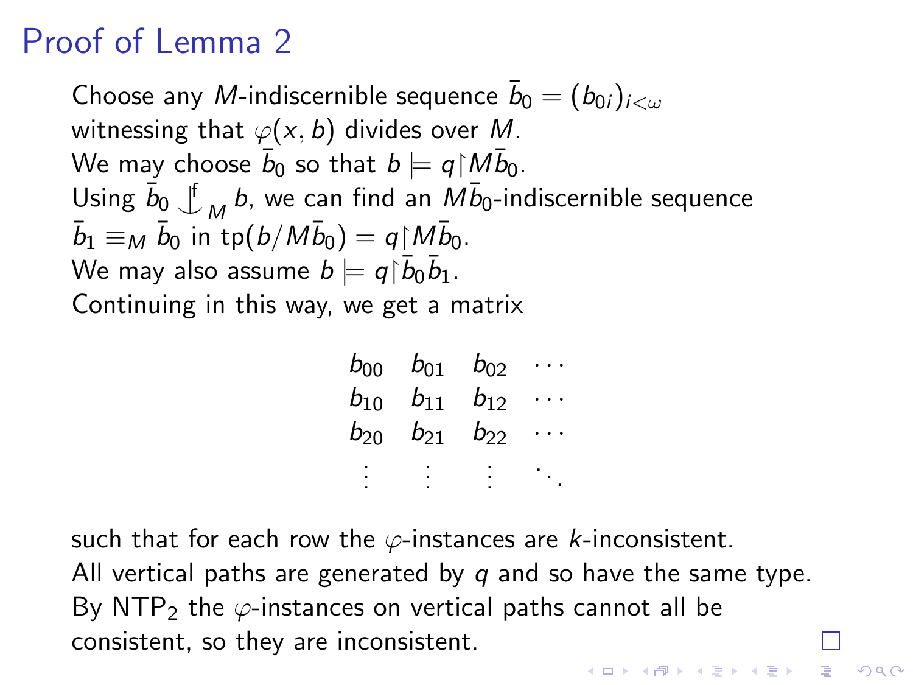# Proof of Lemma 2

Choose any $M$-indiscernible sequence $\bar{b}_0 = (b_{0i})_{i<\omega}$ witnessing that $\varphi(x, b)$ divides over $M$.
We may choose $\bar{b}_0$ so that $b \models q{\restriction}M\bar{b}_0$.
Using $\bar{b}_0 \mathop{\smile\!\!\!\!\!\!\;|}^{\mathrm{f}}_M b$, we can find an $M\bar{b}_0$-indiscernible sequence $\bar{b}_1 \equiv_M \bar{b}_0$ in $\mathrm{tp}(b/M\bar{b}_0) = q{\restriction}M\bar{b}_0$.
We may also assume $b \models q{\restriction}\bar{b}_0\bar{b}_1$.
Continuing in this way, we get a matrix

$$
\begin{matrix}
b_{00} & b_{01} & b_{02} & \cdots \\
b_{10} & b_{11} & b_{12} & \cdots \\
b_{20} & b_{21} & b_{22} & \cdots \\
\vdots & \vdots & \vdots & \ddots
\end{matrix}
$$

such that for each row the $\varphi$-instances are $k$-inconsistent.
All vertical paths are generated by $q$ and so have the same type.
By $\mathrm{NTP}_2$ the $\varphi$-instances on vertical paths cannot all be consistent, so they are inconsistent. □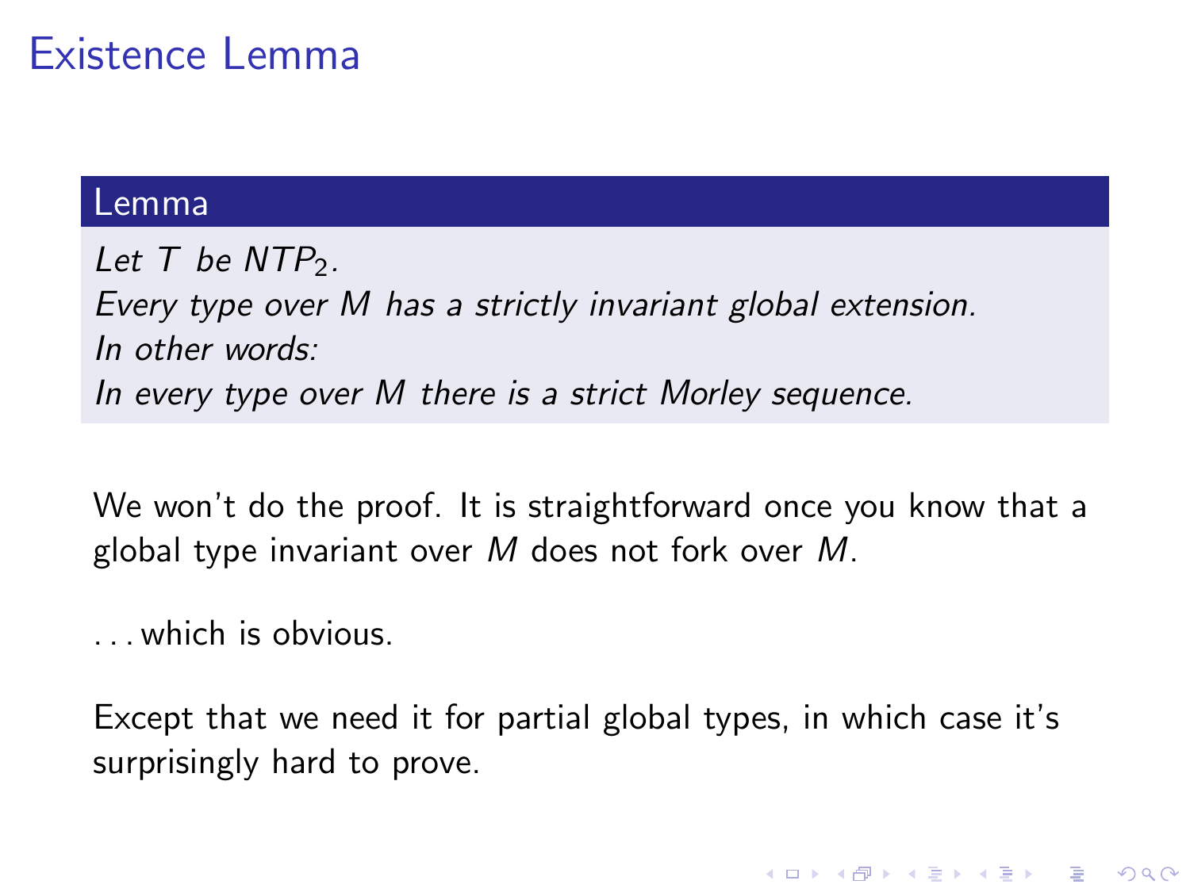# Existence Lemma

**Lemma**

*Let $T$ be $NTP_2$.*
*Every type over $M$ has a strictly invariant global extension.*
*In other words:*
*In every type over $M$ there is a strict Morley sequence.*

We won't do the proof. It is straightforward once you know that a global type invariant over $M$ does not fork over $M$.

...which is obvious.

Except that we need it for partial global types, in which case it's surprisingly hard to prove.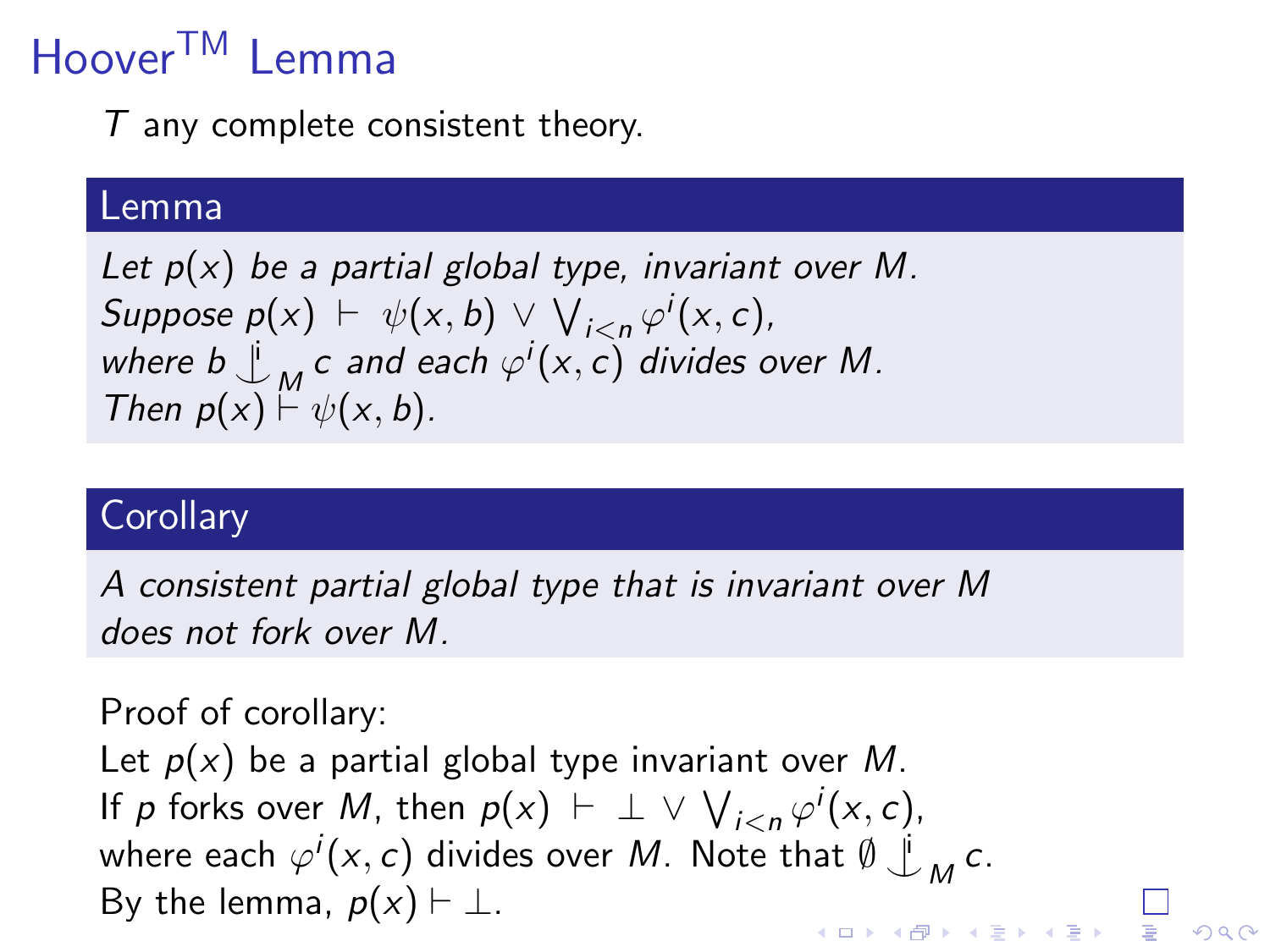# Hoover$^{\text{TM}}$ Lemma

$T$ any complete consistent theory.

**Lemma**

*Let $p(x)$ be a partial global type, invariant over $M$.*
*Suppose $p(x) \vdash \psi(x, b) \vee \bigvee_{i<n} \varphi^i(x, c)$,*
*where $b \mathop{\smile\!\!\!\!\!\!\mid^{\mathrm{i}}}_M c$ and each $\varphi^i(x, c)$ divides over $M$.*
*Then $p(x) \vdash \psi(x, b)$.*

**Corollary**

*A consistent partial global type that is invariant over $M$ does not fork over $M$.*

Proof of corollary:
Let $p(x)$ be a partial global type invariant over $M$.
If $p$ forks over $M$, then $p(x) \vdash \bot \vee \bigvee_{i<n} \varphi^i(x, c)$,
where each $\varphi^i(x, c)$ divides over $M$. Note that $\emptyset \mathop{\smile\!\!\!\!\!\!\mid^{\mathrm{i}}}_M c$.
By the lemma, $p(x) \vdash \bot$. □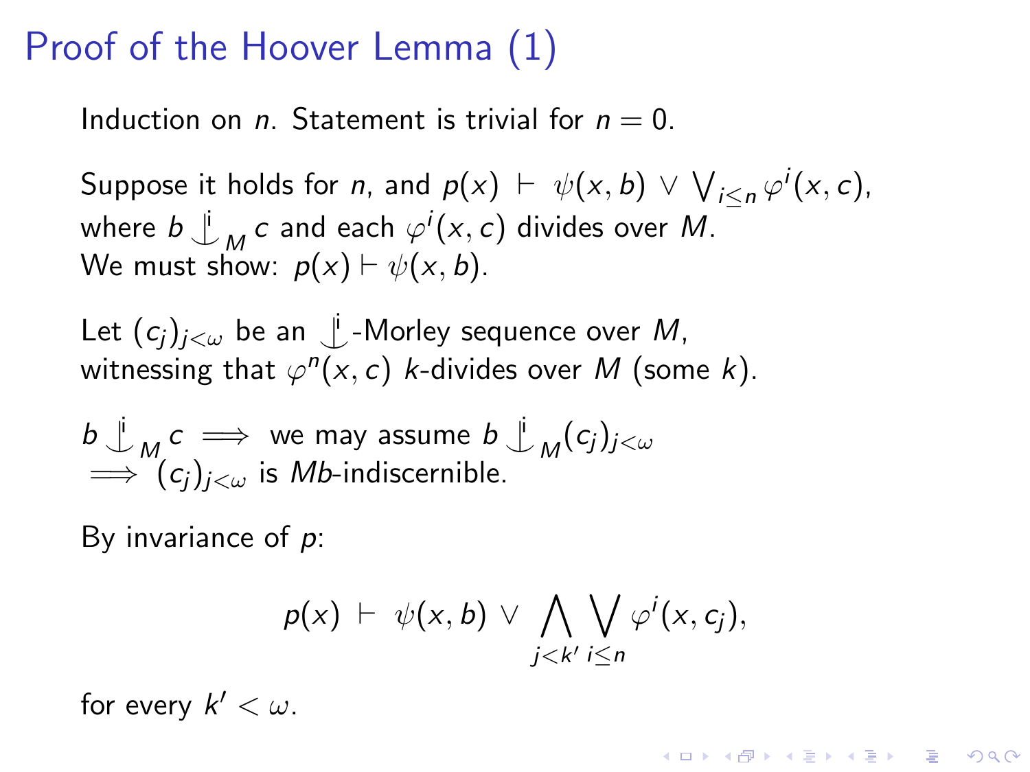# Proof of the Hoover Lemma (1)

Induction on $n$. Statement is trivial for $n = 0$.

Suppose it holds for $n$, and $p(x) \vdash \psi(x, b) \vee \bigvee_{i \leq n} \varphi^i(x, c)$, where $b \mathop{\smile\!\!\!\!\!\!\mid^{\mathrm{i}}}_M c$ and each $\varphi^i(x, c)$ divides over $M$.
We must show: $p(x) \vdash \psi(x, b)$.

Let $(c_j)_{j<\omega}$ be an $\mathop{\smile\!\!\!\!\!\!\mid^{\mathrm{i}}}$-Morley sequence over $M$, witnessing that $\varphi^n(x, c)$ $k$-divides over $M$ (some $k$).

$b \mathop{\smile\!\!\!\!\!\!\mid^{\mathrm{i}}}_M c \implies$ we may assume $b \mathop{\smile\!\!\!\!\!\!\mid^{\mathrm{i}}}_M (c_j)_{j<\omega}$
$\implies (c_j)_{j<\omega}$ is $Mb$-indiscernible.

By invariance of $p$:

$$p(x) \vdash \psi(x, b) \vee \bigwedge_{j<k'} \bigvee_{i \leq n} \varphi^i(x, c_j),$$

for every $k' < \omega$.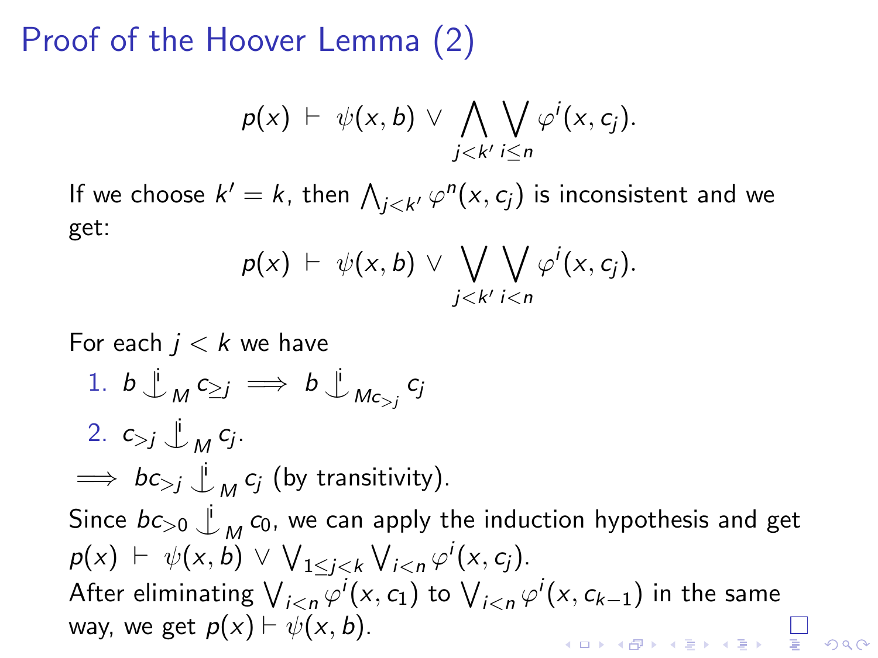# Proof of the Hoover Lemma (2)

$$p(x) \vdash \psi(x,b) \vee \bigwedge_{j<k'} \bigvee_{i \leq n} \varphi^i(x, c_j).$$

If we choose $k' = k$, then $\bigwedge_{j<k'} \varphi^n(x, c_j)$ is inconsistent and we get:

$$p(x) \vdash \psi(x,b) \vee \bigvee_{j<k'} \bigvee_{i < n} \varphi^i(x, c_j).$$

For each $j < k$ we have

1. $b \mathop{\smile\!\!\!\!\!\!|}^{\text{i}}_M c_{\geq j} \implies b \mathop{\smile\!\!\!\!\!\!|}^{\text{i}}_{Mc_{>j}} c_j$
2. $c_{>j} \mathop{\smile\!\!\!\!\!\!|}^{\text{i}}_M c_j$.

$\implies bc_{>j} \mathop{\smile\!\!\!\!\!\!|}^{\text{i}}_M c_j$ (by transitivity).

Since $bc_{>0} \mathop{\smile\!\!\!\!\!\!|}^{\text{i}}_M c_0$, we can apply the induction hypothesis and get $p(x) \vdash \psi(x,b) \vee \bigvee_{1 \leq j < k} \bigvee_{i<n} \varphi^i(x, c_j)$.

After eliminating $\bigvee_{i<n} \varphi^i(x, c_1)$ to $\bigvee_{i<n} \varphi^i(x, c_{k-1})$ in the same way, we get $p(x) \vdash \psi(x, b)$. $\square$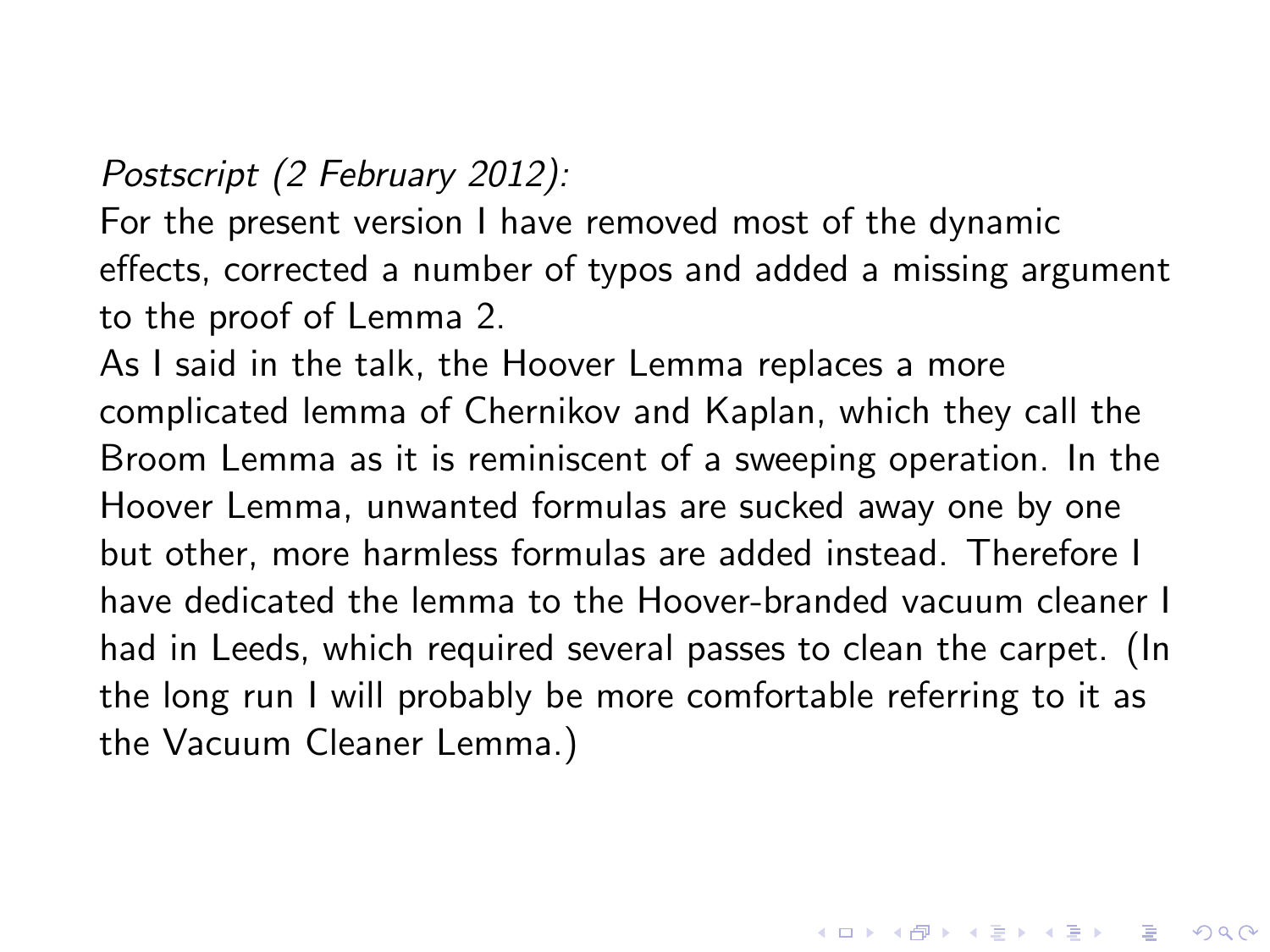*Postscript (2 February 2012):*

For the present version I have removed most of the dynamic effects, corrected a number of typos and added a missing argument to the proof of Lemma 2.

As I said in the talk, the Hoover Lemma replaces a more complicated lemma of Chernikov and Kaplan, which they call the Broom Lemma as it is reminiscent of a sweeping operation. In the Hoover Lemma, unwanted formulas are sucked away one by one but other, more harmless formulas are added instead. Therefore I have dedicated the lemma to the Hoover-branded vacuum cleaner I had in Leeds, which required several passes to clean the carpet. (In the long run I will probably be more comfortable referring to it as the Vacuum Cleaner Lemma.)